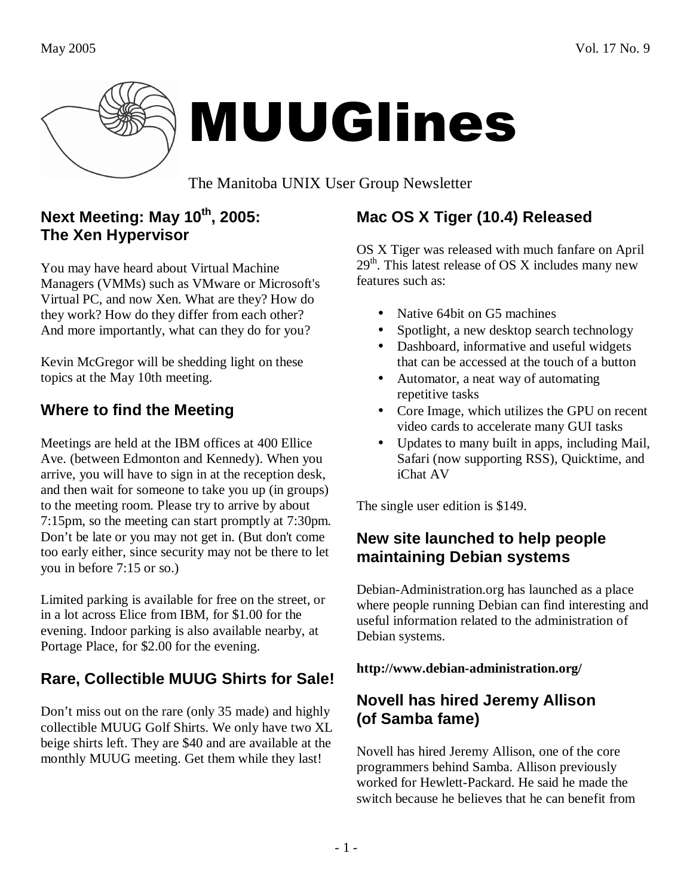# MUUGlines

The Manitoba UNIX User Group Newsletter

## Next Meeting: May 10th, 2005: The Xen Hypervisor

You may have heard about Virtual Machine Managers (VMMs) such as VMware or Microsoft's Virtual PC, and now Xen. What are they? How do they work? How do they differ from each other? And more importantly, what can they do for you?

Kevin McGregor will be shedding light on these topics at the May 10th meeting.

## Where to find the Meeting

Meetings are held at the IBM offices at 400 Ellice Ave. (between Edmonton and Kennedy). When you arrive, you will have to sign in at the reception desk, and then wait for someone to take you up (in groups) to the meeting room. Please try to arrive by about 7:15pm, so the meeting can start promptly at 7:30pm. Don't be late or you may not get in. (But don't come too early either, since security may not be there to let you in before 7:15 or so.)

Limited parking is available for free on the street, or in a lot across Elice from IBM, for $1.00 for the evening. Indoor parking is also available nearby, at Portage Place, for $2.00 for the evening.

## Rare, Collectible MUUG Shirts for Sale!

Don't miss out on the rare (only 35 made) and highly collectible MUUG Golf Shirts. We only have two XL beige shirts left. They are $40 and are available at the monthly MUUG meeting. Get them while they last!

## Mac OS X Tiger (10.4) Released

OS X Tiger was released with much fanfare on April 29th. This latest release of OS X includes many new features such as:

- Native 64bit on G5 machines
- Spotlight, a new desktop search technology
- Dashboard, informative and useful widgets that can be accessed at the touch of a button
- Automator, a neat way of automating repetitive tasks
- Core Image, which utilizes the GPU on recent video cards to accelerate many GUI tasks
- Updates to many built in apps, including Mail, Safari (now supporting RSS), Quicktime, and iChat AV

The single user edition is $149.

## New site launched to help people maintaining Debian systems

Debian-Administration.org has launched as a place where people running Debian can find interesting and useful information related to the administration of Debian systems.

**http://www.debian-administration.org/**

## Novell has hired Jeremy Allison (of Samba fame)

Novell has hired Jeremy Allison, one of the core programmers behind Samba. Allison previously worked for Hewlett-Packard. He said he made the switch because he believes that he can benefit from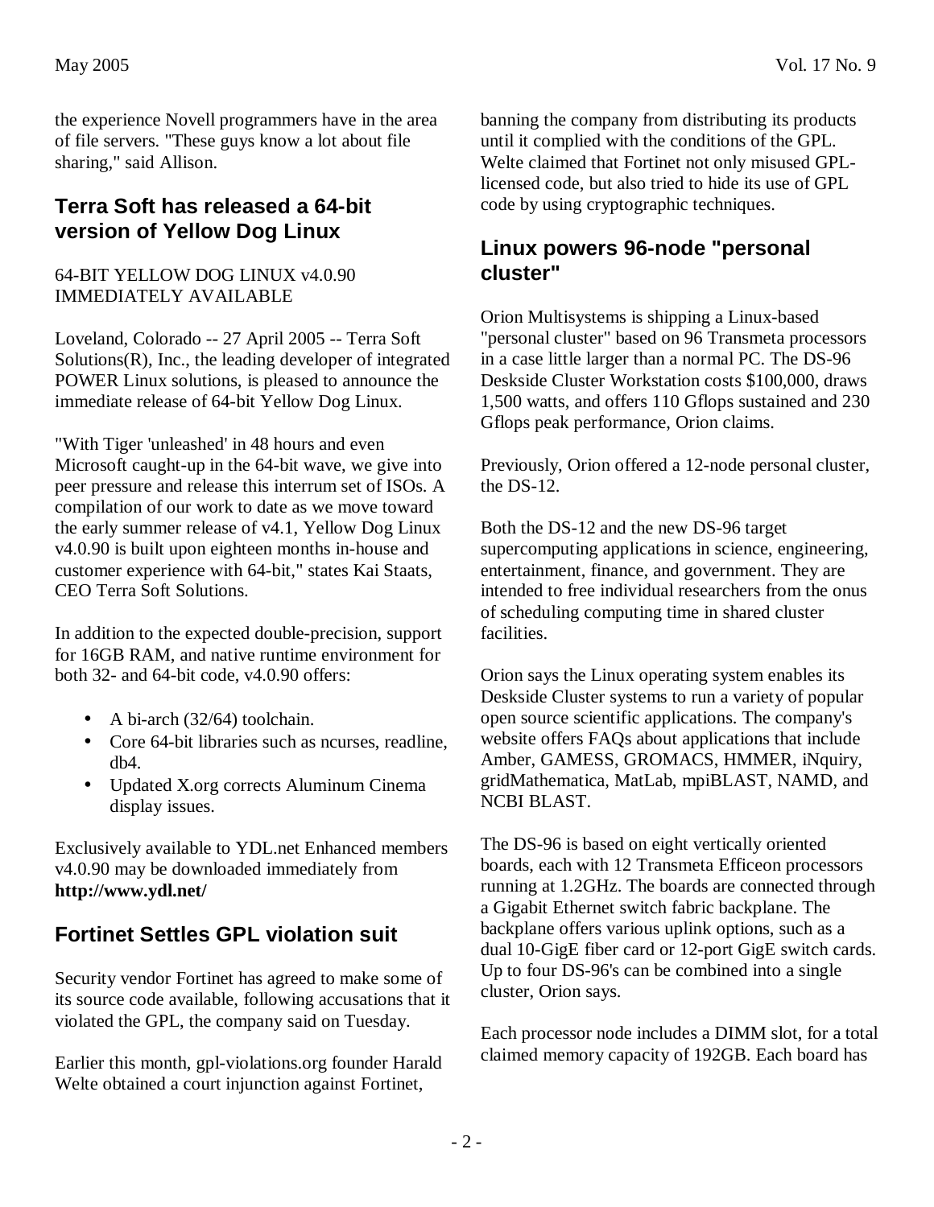the experience Novell programmers have in the area of file servers. "These guys know a lot about file sharing," said Allison.

## Terra Soft has released a 64-bit version of Yellow Dog Linux

64-BIT YELLOW DOG LINUX v4.0.90 IMMEDIATELY AVAILABLE

Loveland, Colorado -- 27 April 2005 -- Terra Soft Solutions(R), Inc., the leading developer of integrated POWER Linux solutions, is pleased to announce the immediate release of 64-bit Yellow Dog Linux.

"With Tiger 'unleashed' in 48 hours and even Microsoft caught-up in the 64-bit wave, we give into peer pressure and release this interrum set of ISOs. A compilation of our work to date as we move toward the early summer release of v4.1, Yellow Dog Linux v4.0.90 is built upon eighteen months in-house and customer experience with 64-bit," states Kai Staats, CEO Terra Soft Solutions.

In addition to the expected double-precision, support for 16GB RAM, and native runtime environment for both 32- and 64-bit code, v4.0.90 offers:

- A bi-arch (32/64) toolchain.
- Core 64-bit libraries such as ncurses, readline, db4.
- Updated X.org corrects Aluminum Cinema display issues.

Exclusively available to YDL.net Enhanced members v4.0.90 may be downloaded immediately from **http://www.ydl.net/**

## Fortinet Settles GPL violation suit

Security vendor Fortinet has agreed to make some of its source code available, following accusations that it violated the GPL, the company said on Tuesday.

Earlier this month, gpl-violations.org founder Harald Welte obtained a court injunction against Fortinet, banning the company from distributing its products until it complied with the conditions of the GPL. Welte claimed that Fortinet not only misused GPL-licensed code, but also tried to hide its use of GPL code by using cryptographic techniques.

## Linux powers 96-node "personal cluster"

Orion Multisystems is shipping a Linux-based "personal cluster" based on 96 Transmeta processors in a case little larger than a normal PC. The DS-96 Deskside Cluster Workstation costs $100,000, draws 1,500 watts, and offers 110 Gflops sustained and 230 Gflops peak performance, Orion claims.

Previously, Orion offered a 12-node personal cluster, the DS-12.

Both the DS-12 and the new DS-96 target supercomputing applications in science, engineering, entertainment, finance, and government. They are intended to free individual researchers from the onus of scheduling computing time in shared cluster facilities.

Orion says the Linux operating system enables its Deskside Cluster systems to run a variety of popular open source scientific applications. The company's website offers FAQs about applications that include Amber, GAMESS, GROMACS, HMMER, iNquiry, gridMathematica, MatLab, mpiBLAST, NAMD, and NCBI BLAST.

The DS-96 is based on eight vertically oriented boards, each with 12 Transmeta Efficeon processors running at 1.2GHz. The boards are connected through a Gigabit Ethernet switch fabric backplane. The backplane offers various uplink options, such as a dual 10-GigE fiber card or 12-port GigE switch cards. Up to four DS-96's can be combined into a single cluster, Orion says.

Each processor node includes a DIMM slot, for a total claimed memory capacity of 192GB. Each board has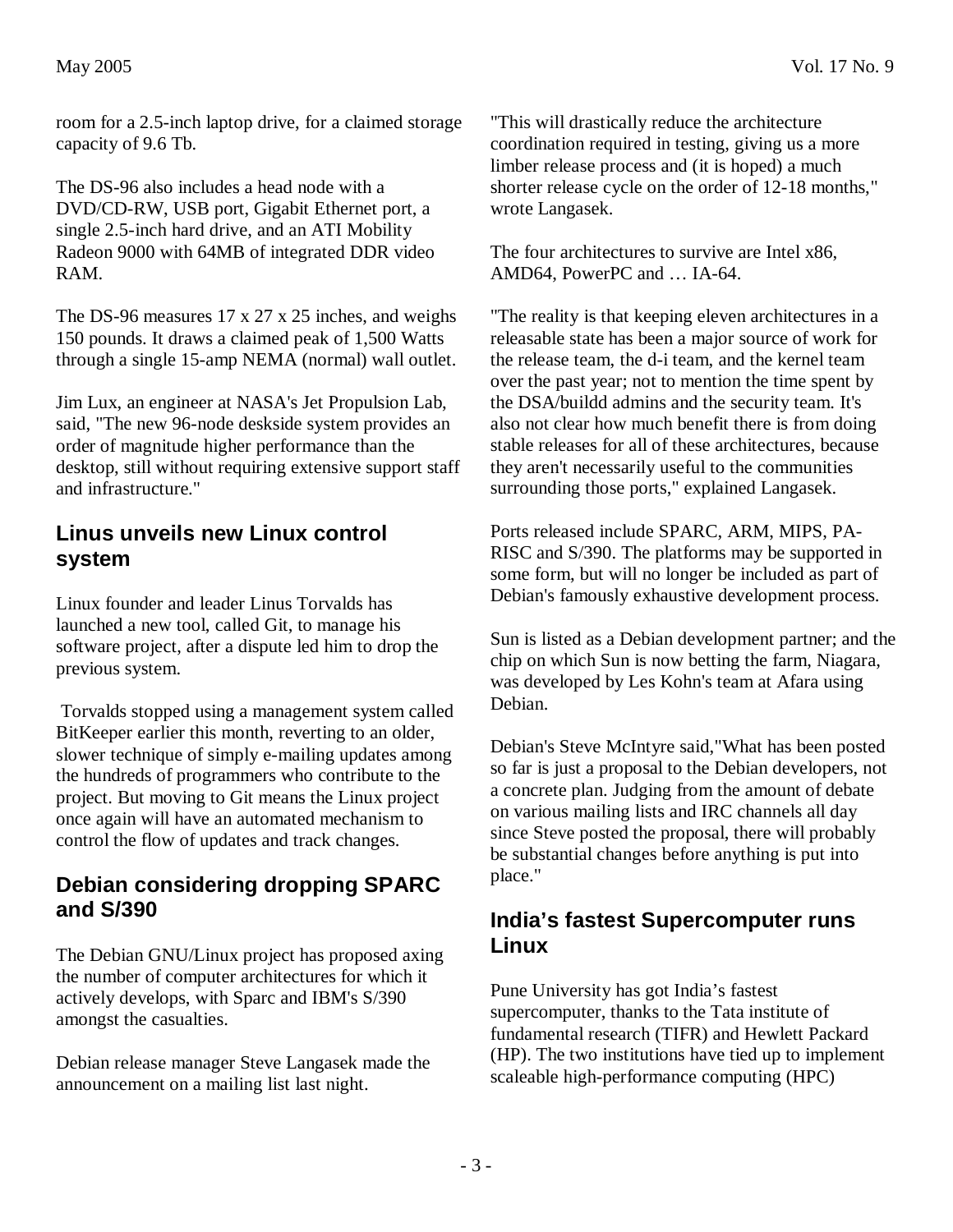room for a 2.5-inch laptop drive, for a claimed storage capacity of 9.6 Tb.

The DS-96 also includes a head node with a DVD/CD-RW, USB port, Gigabit Ethernet port, a single 2.5-inch hard drive, and an ATI Mobility Radeon 9000 with 64MB of integrated DDR video RAM.

The DS-96 measures 17 x 27 x 25 inches, and weighs 150 pounds. It draws a claimed peak of 1,500 Watts through a single 15-amp NEMA (normal) wall outlet.

Jim Lux, an engineer at NASA's Jet Propulsion Lab, said, "The new 96-node deskside system provides an order of magnitude higher performance than the desktop, still without requiring extensive support staff and infrastructure."

## Linus unveils new Linux control system

Linux founder and leader Linus Torvalds has launched a new tool, called Git, to manage his software project, after a dispute led him to drop the previous system.

Torvalds stopped using a management system called BitKeeper earlier this month, reverting to an older, slower technique of simply e-mailing updates among the hundreds of programmers who contribute to the project. But moving to Git means the Linux project once again will have an automated mechanism to control the flow of updates and track changes.

## Debian considering dropping SPARC and S/390

The Debian GNU/Linux project has proposed axing the number of computer architectures for which it actively develops, with Sparc and IBM's S/390 amongst the casualties.

Debian release manager Steve Langasek made the announcement on a mailing list last night.

"This will drastically reduce the architecture coordination required in testing, giving us a more limber release process and (it is hoped) a much shorter release cycle on the order of 12-18 months," wrote Langasek.

The four architectures to survive are Intel x86, AMD64, PowerPC and … IA-64.

"The reality is that keeping eleven architectures in a releasable state has been a major source of work for the release team, the d-i team, and the kernel team over the past year; not to mention the time spent by the DSA/buildd admins and the security team. It's also not clear how much benefit there is from doing stable releases for all of these architectures, because they aren't necessarily useful to the communities surrounding those ports," explained Langasek.

Ports released include SPARC, ARM, MIPS, PA-RISC and S/390. The platforms may be supported in some form, but will no longer be included as part of Debian's famously exhaustive development process.

Sun is listed as a Debian development partner; and the chip on which Sun is now betting the farm, Niagara, was developed by Les Kohn's team at Afara using Debian.

Debian's Steve McIntyre said,"What has been posted so far is just a proposal to the Debian developers, not a concrete plan. Judging from the amount of debate on various mailing lists and IRC channels all day since Steve posted the proposal, there will probably be substantial changes before anything is put into place."

## India's fastest Supercomputer runs Linux

Pune University has got India's fastest supercomputer, thanks to the Tata institute of fundamental research (TIFR) and Hewlett Packard (HP). The two institutions have tied up to implement scaleable high-performance computing (HPC)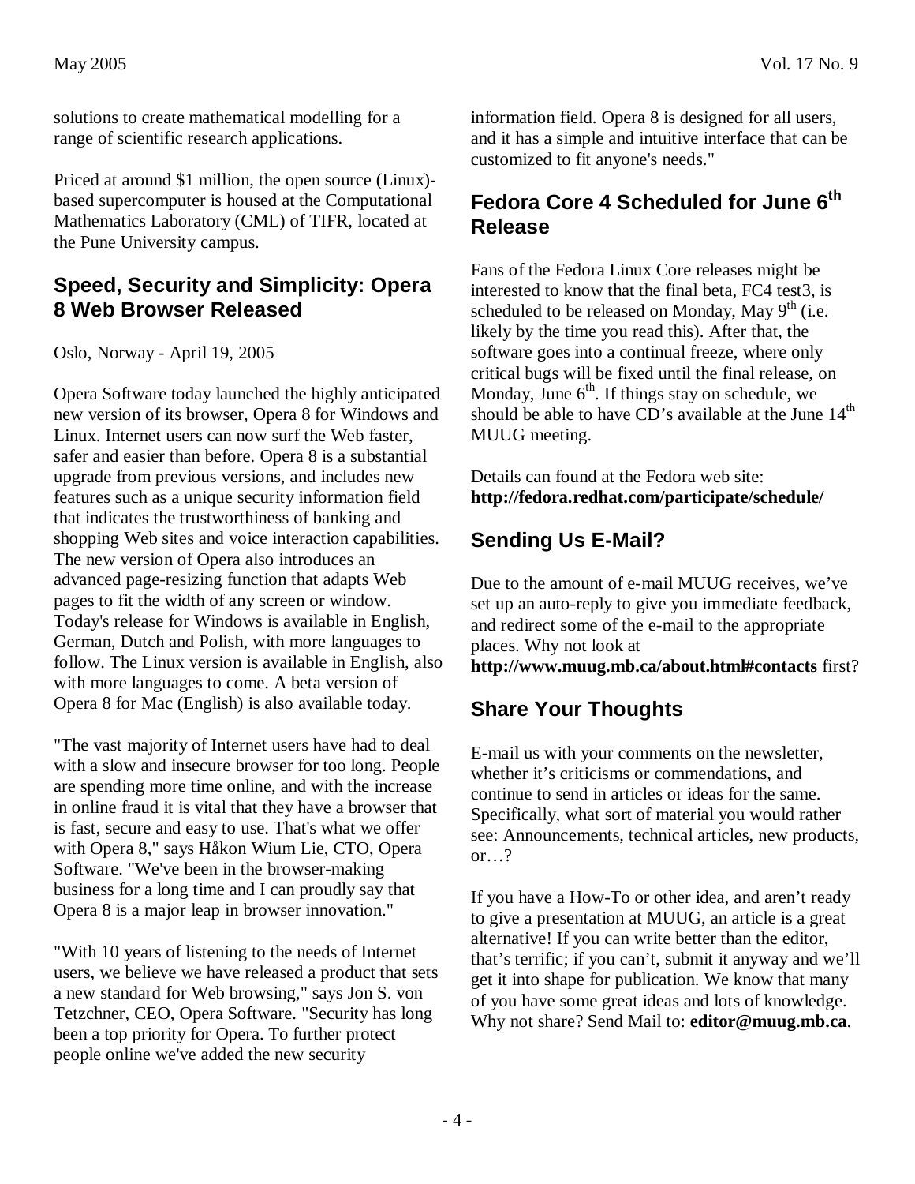solutions to create mathematical modelling for a range of scientific research applications.

Priced at around $1 million, the open source (Linux)-based supercomputer is housed at the Computational Mathematics Laboratory (CML) of TIFR, located at the Pune University campus.

## Speed, Security and Simplicity: Opera 8 Web Browser Released

Oslo, Norway - April 19, 2005

Opera Software today launched the highly anticipated new version of its browser, Opera 8 for Windows and Linux. Internet users can now surf the Web faster, safer and easier than before. Opera 8 is a substantial upgrade from previous versions, and includes new features such as a unique security information field that indicates the trustworthiness of banking and shopping Web sites and voice interaction capabilities. The new version of Opera also introduces an advanced page-resizing function that adapts Web pages to fit the width of any screen or window. Today's release for Windows is available in English, German, Dutch and Polish, with more languages to follow. The Linux version is available in English, also with more languages to come. A beta version of Opera 8 for Mac (English) is also available today.

"The vast majority of Internet users have had to deal with a slow and insecure browser for too long. People are spending more time online, and with the increase in online fraud it is vital that they have a browser that is fast, secure and easy to use. That's what we offer with Opera 8," says Håkon Wium Lie, CTO, Opera Software. "We've been in the browser-making business for a long time and I can proudly say that Opera 8 is a major leap in browser innovation."

"With 10 years of listening to the needs of Internet users, we believe we have released a product that sets a new standard for Web browsing," says Jon S. von Tetzchner, CEO, Opera Software. "Security has long been a top priority for Opera. To further protect people online we've added the new security information field. Opera 8 is designed for all users, and it has a simple and intuitive interface that can be customized to fit anyone's needs."

## Fedora Core 4 Scheduled for June 6th Release

Fans of the Fedora Linux Core releases might be interested to know that the final beta, FC4 test3, is scheduled to be released on Monday, May 9th (i.e. likely by the time you read this). After that, the software goes into a continual freeze, where only critical bugs will be fixed until the final release, on Monday, June 6th. If things stay on schedule, we should be able to have CD's available at the June 14th MUUG meeting.

Details can found at the Fedora web site: **http://fedora.redhat.com/participate/schedule/**

## Sending Us E-Mail?

Due to the amount of e-mail MUUG receives, we've set up an auto-reply to give you immediate feedback, and redirect some of the e-mail to the appropriate places. Why not look at **http://www.muug.mb.ca/about.html#contacts** first?

## Share Your Thoughts

E-mail us with your comments on the newsletter, whether it's criticisms or commendations, and continue to send in articles or ideas for the same. Specifically, what sort of material you would rather see: Announcements, technical articles, new products, or…?

If you have a How-To or other idea, and aren't ready to give a presentation at MUUG, an article is a great alternative! If you can write better than the editor, that's terrific; if you can't, submit it anyway and we'll get it into shape for publication. We know that many of you have some great ideas and lots of knowledge. Why not share? Send Mail to: **editor@muug.mb.ca**.